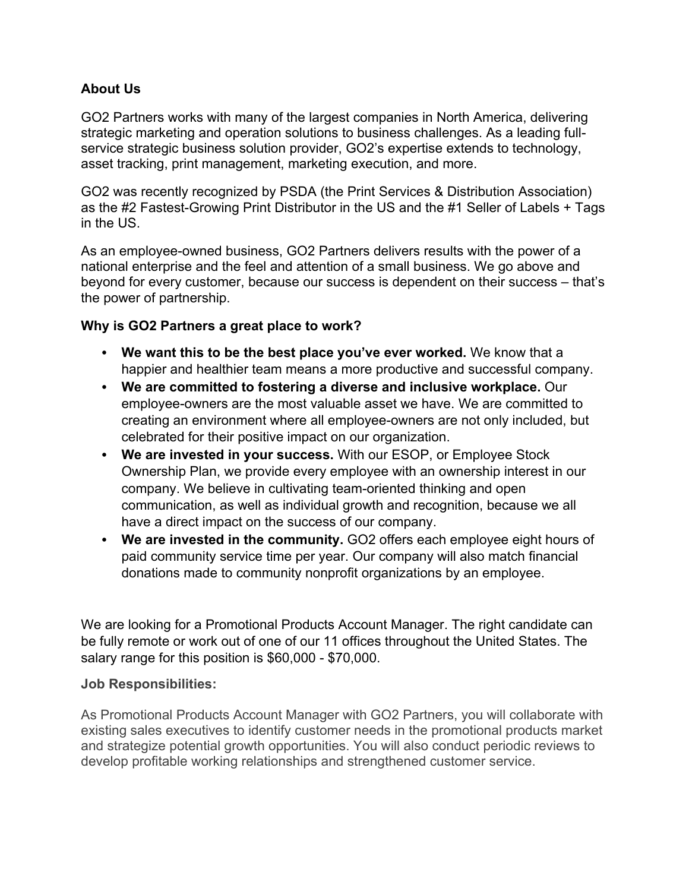**About Us**

GO2 Partners works with many of the largest companies in North America, delivering strategic marketing and operation solutions to business challenges. As a leading full-service strategic business solution provider, GO2's expertise extends to technology, asset tracking, print management, marketing execution, and more.

GO2 was recently recognized by PSDA (the Print Services & Distribution Association) as the #2 Fastest-Growing Print Distributor in the US and the #1 Seller of Labels + Tags in the US.

As an employee-owned business, GO2 Partners delivers results with the power of a national enterprise and the feel and attention of a small business. We go above and beyond for every customer, because our success is dependent on their success – that's the power of partnership.

**Why is GO2 Partners a great place to work?**

- **We want this to be the best place you've ever worked.** We know that a happier and healthier team means a more productive and successful company.
- **We are committed to fostering a diverse and inclusive workplace.** Our employee-owners are the most valuable asset we have. We are committed to creating an environment where all employee-owners are not only included, but celebrated for their positive impact on our organization.
- **We are invested in your success.** With our ESOP, or Employee Stock Ownership Plan, we provide every employee with an ownership interest in our company. We believe in cultivating team-oriented thinking and open communication, as well as individual growth and recognition, because we all have a direct impact on the success of our company.
- **We are invested in the community.** GO2 offers each employee eight hours of paid community service time per year. Our company will also match financial donations made to community nonprofit organizations by an employee.

We are looking for a Promotional Products Account Manager. The right candidate can be fully remote or work out of one of our 11 offices throughout the United States. The salary range for this position is $60,000 - $70,000.

**Job Responsibilities:**

As Promotional Products Account Manager with GO2 Partners, you will collaborate with existing sales executives to identify customer needs in the promotional products market and strategize potential growth opportunities. You will also conduct periodic reviews to develop profitable working relationships and strengthened customer service.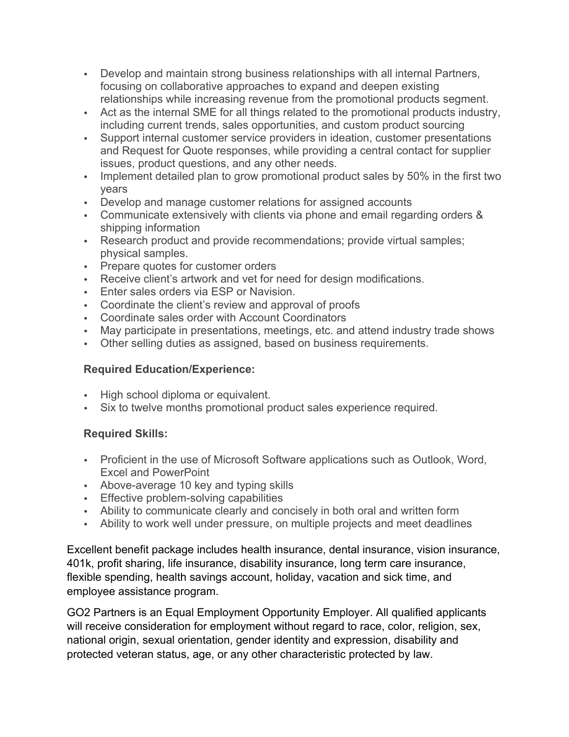- Develop and maintain strong business relationships with all internal Partners, focusing on collaborative approaches to expand and deepen existing relationships while increasing revenue from the promotional products segment.
- Act as the internal SME for all things related to the promotional products industry, including current trends, sales opportunities, and custom product sourcing
- Support internal customer service providers in ideation, customer presentations and Request for Quote responses, while providing a central contact for supplier issues, product questions, and any other needs.
- Implement detailed plan to grow promotional product sales by 50% in the first two years
- Develop and manage customer relations for assigned accounts
- Communicate extensively with clients via phone and email regarding orders & shipping information
- Research product and provide recommendations; provide virtual samples; physical samples.
- Prepare quotes for customer orders
- Receive client's artwork and vet for need for design modifications.
- Enter sales orders via ESP or Navision.
- Coordinate the client's review and approval of proofs
- Coordinate sales order with Account Coordinators
- May participate in presentations, meetings, etc. and attend industry trade shows
- Other selling duties as assigned, based on business requirements.

**Required Education/Experience:**

- High school diploma or equivalent.
- Six to twelve months promotional product sales experience required.

**Required Skills:**

- Proficient in the use of Microsoft Software applications such as Outlook, Word, Excel and PowerPoint
- Above-average 10 key and typing skills
- Effective problem-solving capabilities
- Ability to communicate clearly and concisely in both oral and written form
- Ability to work well under pressure, on multiple projects and meet deadlines

Excellent benefit package includes health insurance, dental insurance, vision insurance, 401k, profit sharing, life insurance, disability insurance, long term care insurance, flexible spending, health savings account, holiday, vacation and sick time, and employee assistance program.

GO2 Partners is an Equal Employment Opportunity Employer. All qualified applicants will receive consideration for employment without regard to race, color, religion, sex, national origin, sexual orientation, gender identity and expression, disability and protected veteran status, age, or any other characteristic protected by law.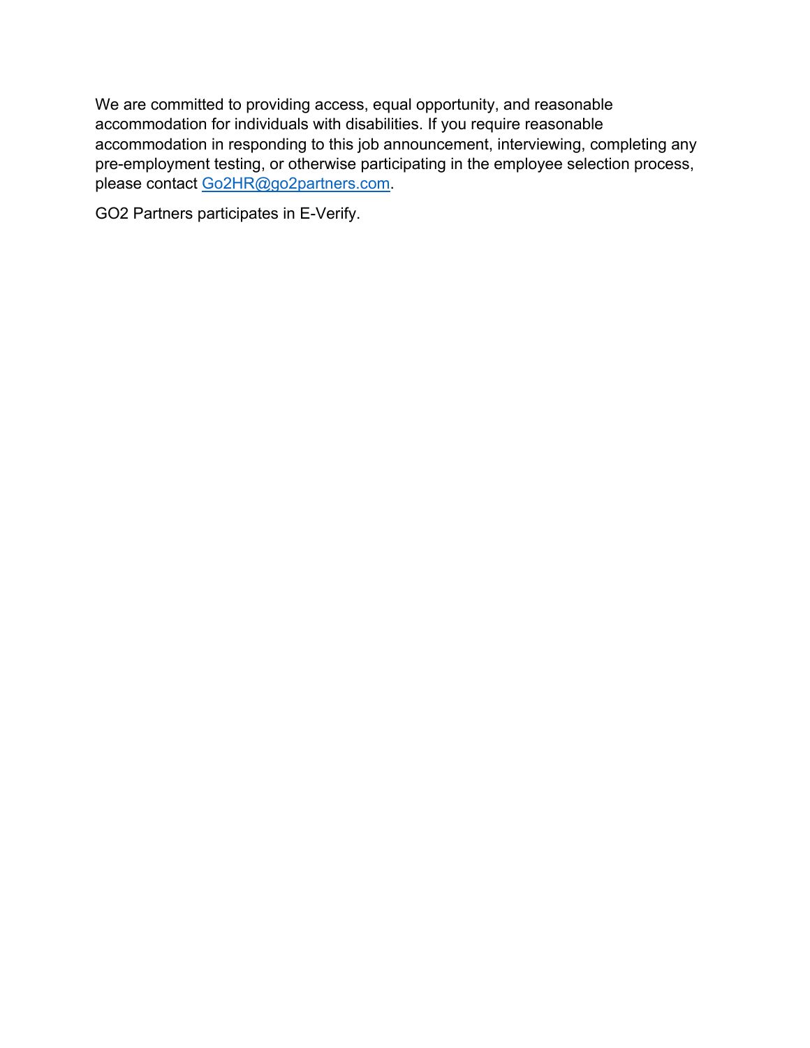We are committed to providing access, equal opportunity, and reasonable accommodation for individuals with disabilities. If you require reasonable accommodation in responding to this job announcement, interviewing, completing any pre-employment testing, or otherwise participating in the employee selection process, please contact Go2HR@go2partners.com.

GO2 Partners participates in E-Verify.